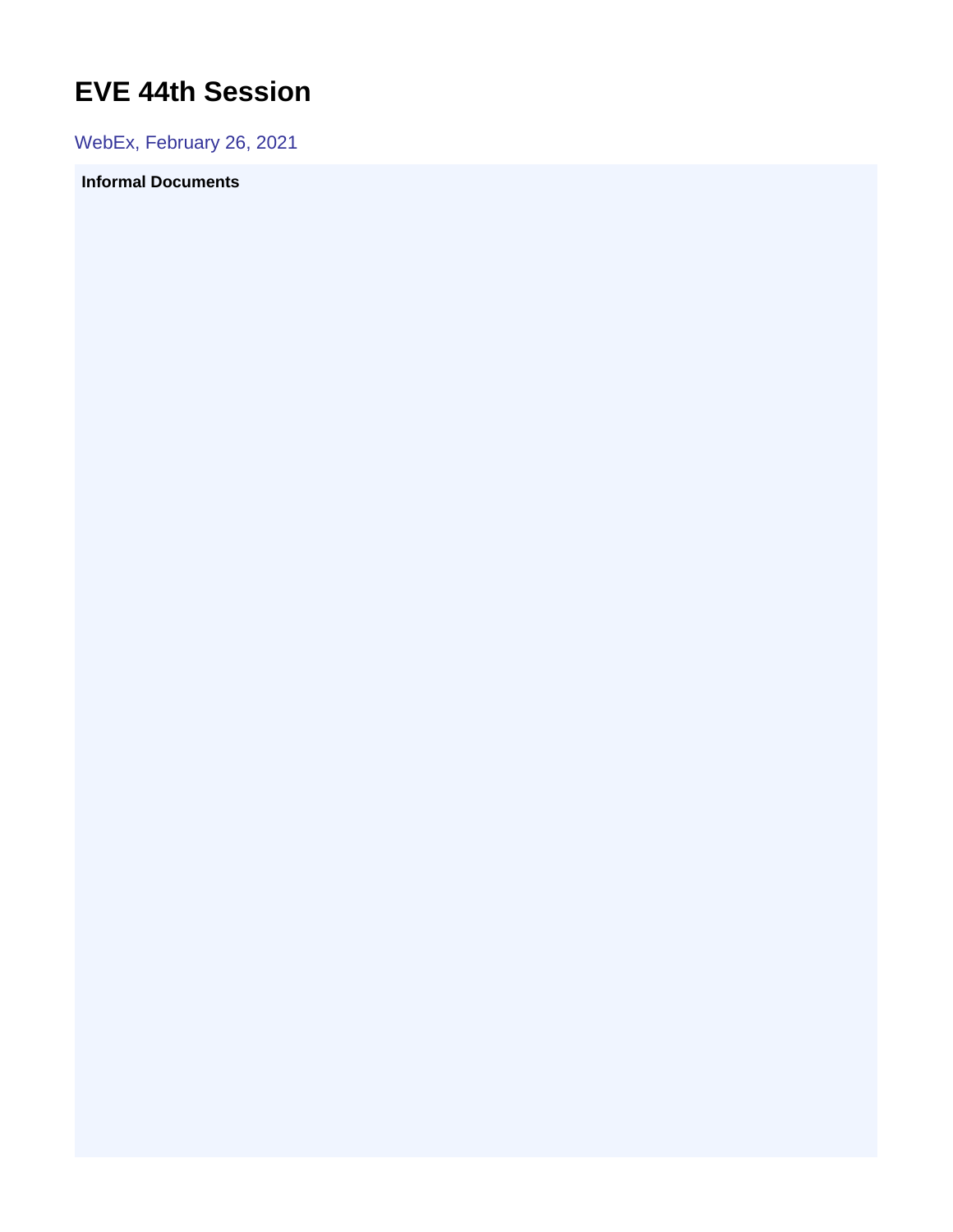# EVE 44th Session

WebEx, February 26, 2021

**Informal Documents**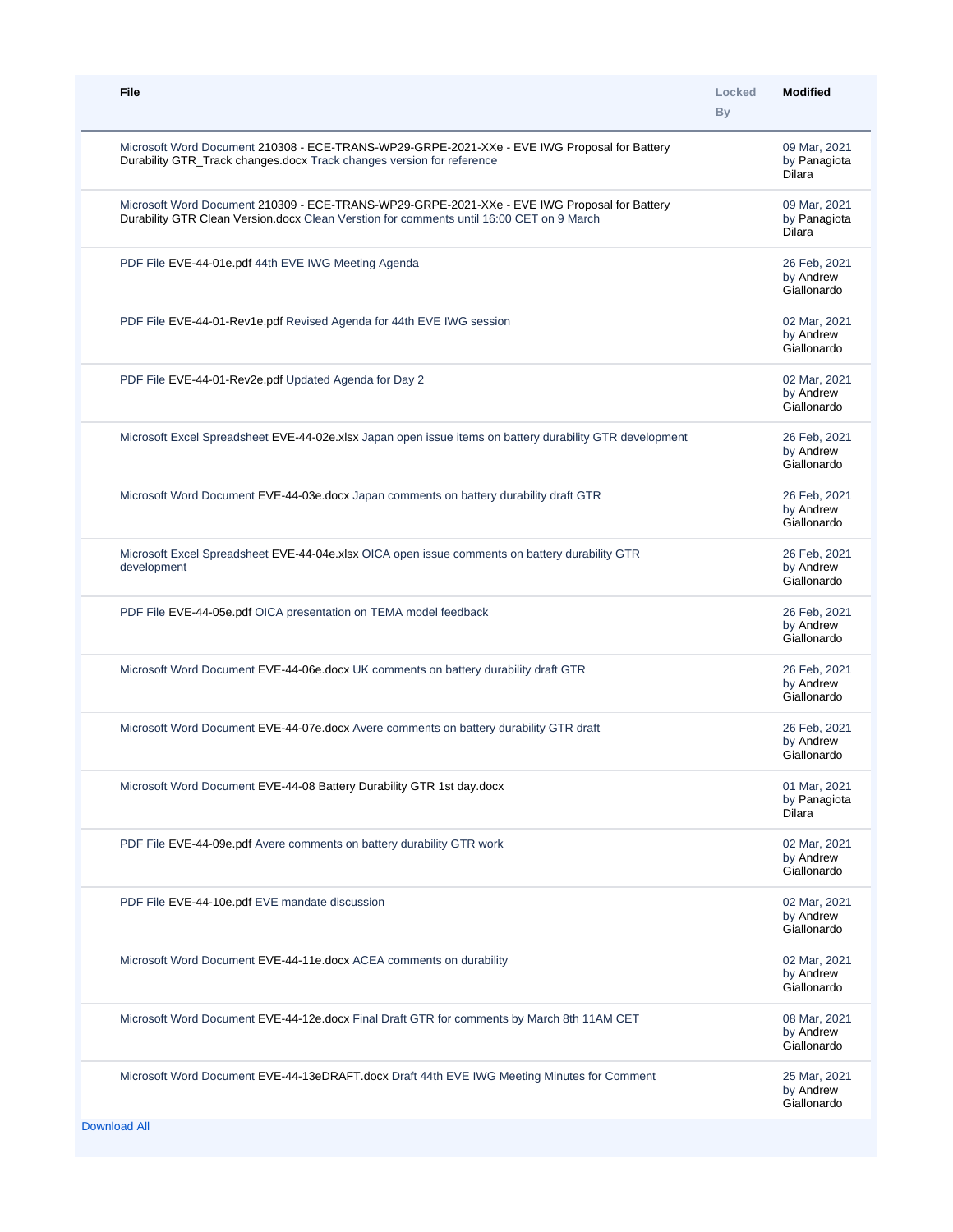| File | Locked By | Modified |
| --- | --- | --- |
| Microsoft Word Document 210308 - ECE-TRANS-WP29-GRPE-2021-XXe - EVE IWG Proposal for Battery Durability GTR_Track changes.docx Track changes version for reference | | 09 Mar, 2021 by Panagiota Dilara |
| Microsoft Word Document 210309 - ECE-TRANS-WP29-GRPE-2021-XXe - EVE IWG Proposal for Battery Durability GTR Clean Version.docx Clean Verstion for comments until 16:00 CET on 9 March | | 09 Mar, 2021 by Panagiota Dilara |
| PDF File EVE-44-01e.pdf 44th EVE IWG Meeting Agenda | | 26 Feb, 2021 by Andrew Giallonardo |
| PDF File EVE-44-01-Rev1e.pdf Revised Agenda for 44th EVE IWG session | | 02 Mar, 2021 by Andrew Giallonardo |
| PDF File EVE-44-01-Rev2e.pdf Updated Agenda for Day 2 | | 02 Mar, 2021 by Andrew Giallonardo |
| Microsoft Excel Spreadsheet EVE-44-02e.xlsx Japan open issue items on battery durability GTR development | | 26 Feb, 2021 by Andrew Giallonardo |
| Microsoft Word Document EVE-44-03e.docx Japan comments on battery durability draft GTR | | 26 Feb, 2021 by Andrew Giallonardo |
| Microsoft Excel Spreadsheet EVE-44-04e.xlsx OICA open issue comments on battery durability GTR development | | 26 Feb, 2021 by Andrew Giallonardo |
| PDF File EVE-44-05e.pdf OICA presentation on TEMA model feedback | | 26 Feb, 2021 by Andrew Giallonardo |
| Microsoft Word Document EVE-44-06e.docx UK comments on battery durability draft GTR | | 26 Feb, 2021 by Andrew Giallonardo |
| Microsoft Word Document EVE-44-07e.docx Avere comments on battery durability GTR draft | | 26 Feb, 2021 by Andrew Giallonardo |
| Microsoft Word Document EVE-44-08 Battery Durability GTR 1st day.docx | | 01 Mar, 2021 by Panagiota Dilara |
| PDF File EVE-44-09e.pdf Avere comments on battery durability GTR work | | 02 Mar, 2021 by Andrew Giallonardo |
| PDF File EVE-44-10e.pdf EVE mandate discussion | | 02 Mar, 2021 by Andrew Giallonardo |
| Microsoft Word Document EVE-44-11e.docx ACEA comments on durability | | 02 Mar, 2021 by Andrew Giallonardo |
| Microsoft Word Document EVE-44-12e.docx Final Draft GTR for comments by March 8th 11AM CET | | 08 Mar, 2021 by Andrew Giallonardo |
| Microsoft Word Document EVE-44-13eDRAFT.docx Draft 44th EVE IWG Meeting Minutes for Comment | | 25 Mar, 2021 by Andrew Giallonardo |

Download All